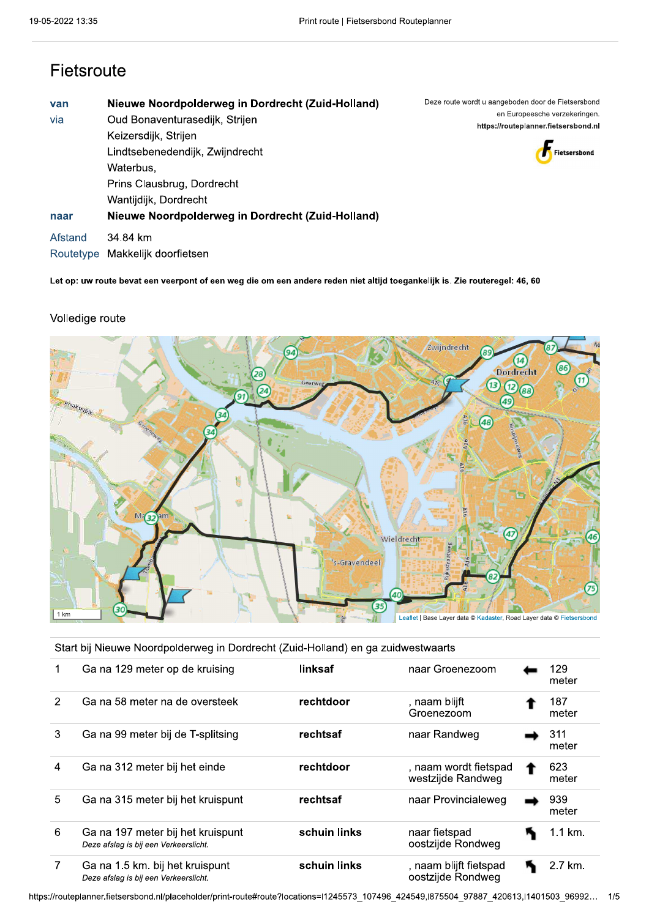# Fietsroute

| | |
|---|---|
| van | **Nieuwe Noordpolderweg in Dordrecht (Zuid-Holland)** |
| via | Oud Bonaventurasedijk, Strijen |
| | Keizersdijk, Strijen |
| | Lindtsebenedendijk, Zwijndrecht |
| | Waterbus, |
| | Prins Clausbrug, Dordrecht |
| | Wantijdijk, Dordrecht |
| naar | **Nieuwe Noordpolderweg in Dordrecht (Zuid-Holland)** |
| Afstand | 34.84 km |
| Routetype | Makkelijk doorfietsen |

Deze route wordt u aangeboden door de Fietsersbond en Europeesche verzekeringen.
**https://routeplanner.fietsersbond.nl**

Fietsersbond

**Let op: uw route bevat een veerpont of een weg die om een andere reden niet altijd toegankelijk is. Zie routeregel: 46, 60**

## Volledige route

1 km

Leaflet | Base Layer data © Kadaster, Road Layer data © Fietsersbond

Start bij Nieuwe Noordpolderweg in Dordrecht (Zuid-Holland) en ga zuidwestwaarts

| | | | | | |
|---|---|---|---|---|---|
| 1 | Ga na 129 meter op de kruising | **linksaf** | naar Groenezoom | ← | 129 meter |
| 2 | Ga na 58 meter na de oversteek | **rechtdoor** | , naam blijft Groenezoom | ↑ | 187 meter |
| 3 | Ga na 99 meter bij de T-splitsing | **rechtsaf** | naar Randweg | → | 311 meter |
| 4 | Ga na 312 meter bij het einde | **rechtdoor** | , naam wordt fietspad westzijde Randweg | ↑ | 623 meter |
| 5 | Ga na 315 meter bij het kruispunt | **rechtsaf** | naar Provincialeweg | → | 939 meter |
| 6 | Ga na 197 meter bij het kruispunt<br>*Deze afslag is bij een Verkeerslicht.* | **schuin links** | naar fietspad oostzijde Rondweg | ↰ | 1.1 km. |
| 7 | Ga na 1.5 km. bij het kruispunt<br>*Deze afslag is bij een Verkeerslicht.* | **schuin links** | , naam blijft fietspad oostzijde Rondweg | ↰ | 2.7 km. |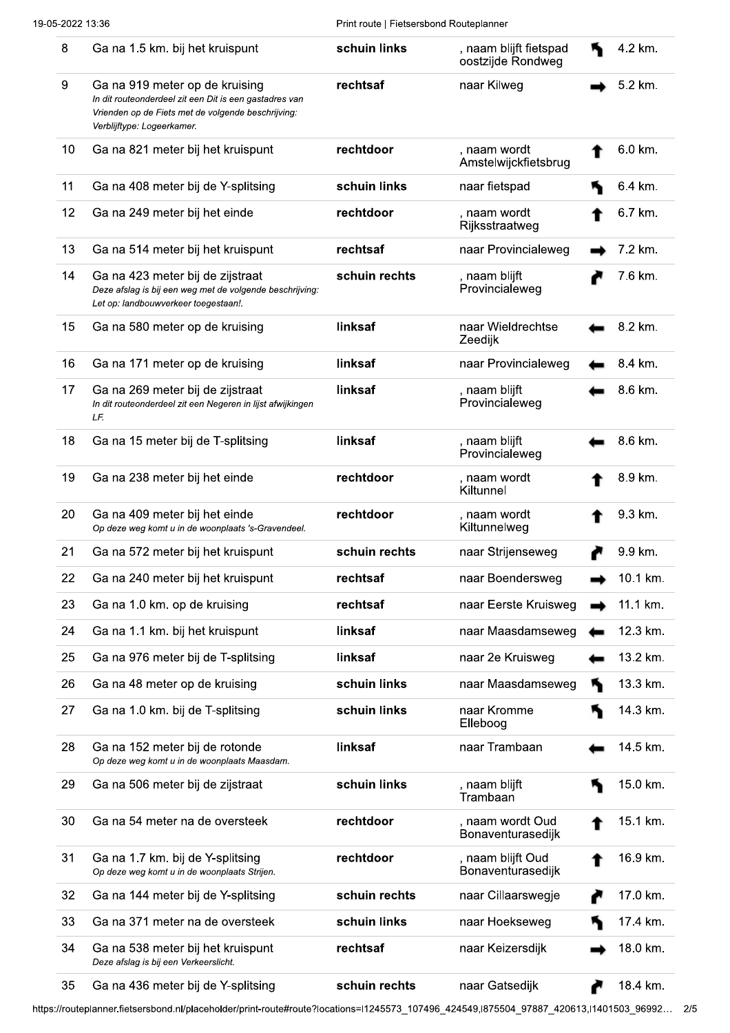| | | | | | |
|---|---|---|---|---|---|
| 8 | Ga na 1.5 km. bij het kruispunt | **schuin links** | , naam blijft fietspad oostzijde Rondweg | ↖ | 4.2 km. |
| 9 | Ga na 919 meter op de kruising<br>*In dit routeonderdeel zit een Dit is een gastadres van Vrienden op de Fiets met de volgende beschrijving: Verblijftype: Logeerkamer.* | **rechtsaf** | naar Kilweg | → | 5.2 km. |
| 10 | Ga na 821 meter bij het kruispunt | **rechtdoor** | , naam wordt Amstelwijckfietsbrug | ↑ | 6.0 km. |
| 11 | Ga na 408 meter bij de Y-splitsing | **schuin links** | naar fietspad | ↖ | 6.4 km. |
| 12 | Ga na 249 meter bij het einde | **rechtdoor** | , naam wordt Rijksstraatweg | ↑ | 6.7 km. |
| 13 | Ga na 514 meter bij het kruispunt | **rechtsaf** | naar Provincialeweg | → | 7.2 km. |
| 14 | Ga na 423 meter bij de zijstraat<br>*Deze afslag is bij een weg met de volgende beschrijving: Let op: landbouwverkeer toegestaan!.* | **schuin rechts** | , naam blijft Provincialeweg | ↗ | 7.6 km. |
| 15 | Ga na 580 meter op de kruising | **linksaf** | naar Wieldrechtse Zeedijk | ← | 8.2 km. |
| 16 | Ga na 171 meter op de kruising | **linksaf** | naar Provincialeweg | ← | 8.4 km. |
| 17 | Ga na 269 meter bij de zijstraat<br>*In dit routeonderdeel zit een Negeren in lijst afwijkingen LF.* | **linksaf** | , naam blijft Provincialeweg | ← | 8.6 km. |
| 18 | Ga na 15 meter bij de T-splitsing | **linksaf** | , naam blijft Provincialeweg | ← | 8.6 km. |
| 19 | Ga na 238 meter bij het einde | **rechtdoor** | , naam wordt Kiltunnel | ↑ | 8.9 km. |
| 20 | Ga na 409 meter bij het einde<br>*Op deze weg komt u in de woonplaats 's-Gravendeel.* | **rechtdoor** | , naam wordt Kiltunnelweg | ↑ | 9.3 km. |
| 21 | Ga na 572 meter bij het kruispunt | **schuin rechts** | naar Strijenseweg | ↗ | 9.9 km. |
| 22 | Ga na 240 meter bij het kruispunt | **rechtsaf** | naar Boendersweg | → | 10.1 km. |
| 23 | Ga na 1.0 km. op de kruising | **rechtsaf** | naar Eerste Kruisweg | → | 11.1 km. |
| 24 | Ga na 1.1 km. bij het kruispunt | **linksaf** | naar Maasdamseweg | ← | 12.3 km. |
| 25 | Ga na 976 meter bij de T-splitsing | **linksaf** | naar 2e Kruisweg | ← | 13.2 km. |
| 26 | Ga na 48 meter op de kruising | **schuin links** | naar Maasdamseweg | ↖ | 13.3 km. |
| 27 | Ga na 1.0 km. bij de T-splitsing | **schuin links** | naar Kromme Elleboog | ↖ | 14.3 km. |
| 28 | Ga na 152 meter bij de rotonde<br>*Op deze weg komt u in de woonplaats Maasdam.* | **linksaf** | naar Trambaan | ← | 14.5 km. |
| 29 | Ga na 506 meter bij de zijstraat | **schuin links** | , naam blijft Trambaan | ↖ | 15.0 km. |
| 30 | Ga na 54 meter na de oversteek | **rechtdoor** | , naam wordt Oud Bonaventurasedijk | ↑ | 15.1 km. |
| 31 | Ga na 1.7 km. bij de Y-splitsing<br>*Op deze weg komt u in de woonplaats Strijen.* | **rechtdoor** | , naam blijft Oud Bonaventurasedijk | ↑ | 16.9 km. |
| 32 | Ga na 144 meter bij de Y-splitsing | **schuin rechts** | naar Cillaarswegje | ↗ | 17.0 km. |
| 33 | Ga na 371 meter na de oversteek | **schuin links** | naar Hoekseweg | ↖ | 17.4 km. |
| 34 | Ga na 538 meter bij het kruispunt<br>*Deze afslag is bij een Verkeerslicht.* | **rechtsaf** | naar Keizersdijk | → | 18.0 km. |
| 35 | Ga na 436 meter bij de Y-splitsing | **schuin rechts** | naar Gatsedijk | ↗ | 18.4 km. |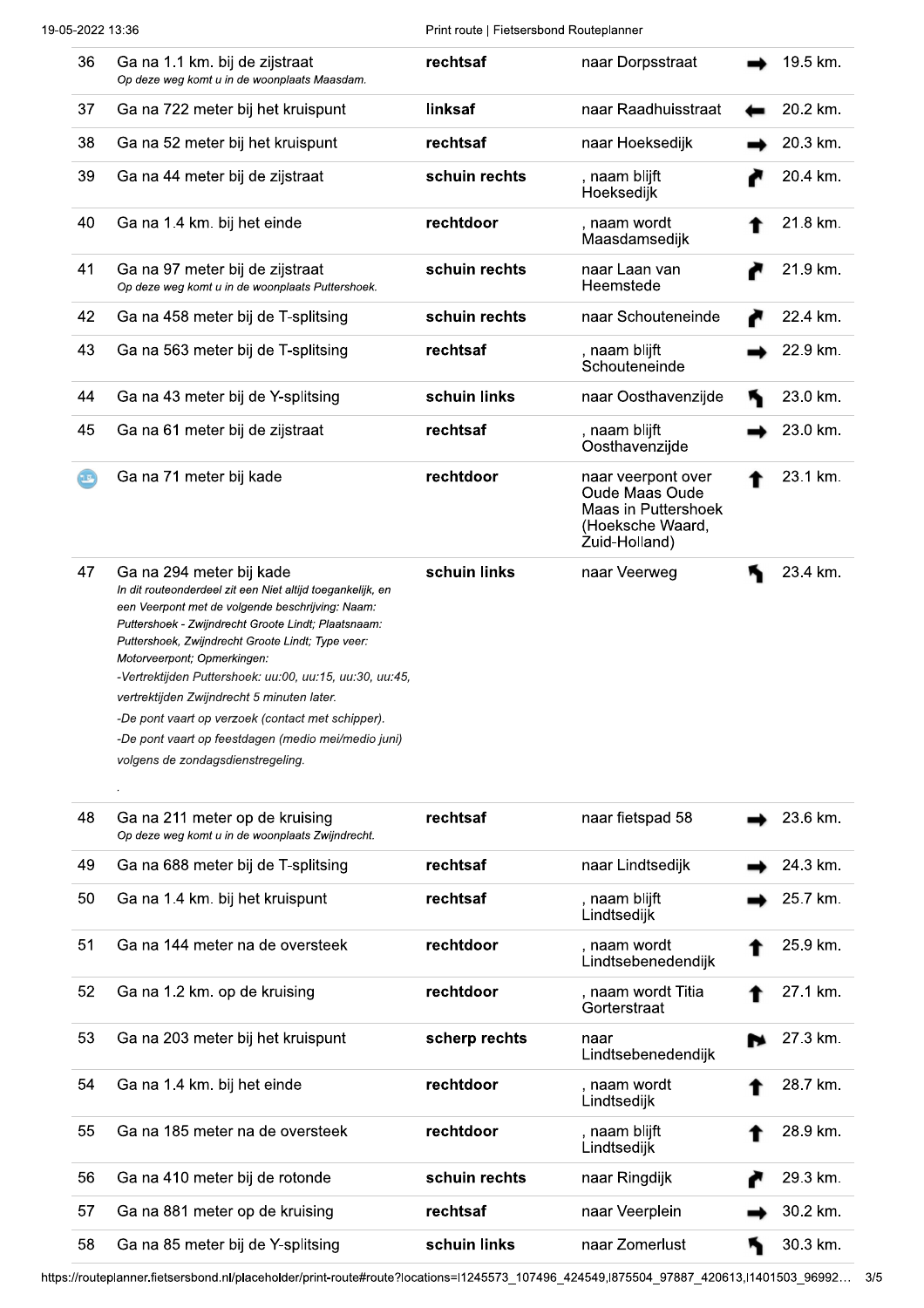| | | | | | |
|---|---|---|---|---|---|
| 36 | Ga na 1.1 km. bij de zijstraat<br>*Op deze weg komt u in de woonplaats Maasdam.* | **rechtsaf** | naar Dorpsstraat | ➡ | 19.5 km. |
| 37 | Ga na 722 meter bij het kruispunt | **linksaf** | naar Raadhuisstraat | ⬅ | 20.2 km. |
| 38 | Ga na 52 meter bij het kruispunt | **rechtsaf** | naar Hoeksedijk | ➡ | 20.3 km. |
| 39 | Ga na 44 meter bij de zijstraat | **schuin rechts** | , naam blijft Hoeksedijk | ↱ | 20.4 km. |
| 40 | Ga na 1.4 km. bij het einde | **rechtdoor** | , naam wordt Maasdamsedijk | ⬆ | 21.8 km. |
| 41 | Ga na 97 meter bij de zijstraat<br>*Op deze weg komt u in de woonplaats Puttershoek.* | **schuin rechts** | naar Laan van Heemstede | ↱ | 21.9 km. |
| 42 | Ga na 458 meter bij de T-splitsing | **schuin rechts** | naar Schouteneinde | ↱ | 22.4 km. |
| 43 | Ga na 563 meter bij de T-splitsing | **rechtsaf** | , naam blijft Schouteneinde | ➡ | 22.9 km. |
| 44 | Ga na 43 meter bij de Y-splitsing | **schuin links** | naar Oosthavenzijde | ↰ | 23.0 km. |
| 45 | Ga na 61 meter bij de zijstraat | **rechtsaf** | , naam blijft Oosthavenzijde | ➡ | 23.0 km. |
| | Ga na 71 meter bij kade | **rechtdoor** | naar veerpont over Oude Maas Oude Maas in Puttershoek (Hoeksche Waard, Zuid-Holland) | ⬆ | 23.1 km. |
| 47 | Ga na 294 meter bij kade<br>*In dit routeonderdeel zit een Niet altijd toegankelijk, en een Veerpont met de volgende beschrijving: Naam: Puttershoek - Zwijndrecht Groote Lindt; Plaatsnaam: Puttershoek, Zwijndrecht Groote Lindt; Type veer: Motorveerpont; Opmerkingen:*<br>*-Vertrektijden Puttershoek: uu:00, uu:15, uu:30, uu:45, vertrektijden Zwijndrecht 5 minuten later.*<br>*-De pont vaart op verzoek (contact met schipper).*<br>*-De pont vaart op feestdagen (medio mei/medio juni) volgens de zondagsdienstregeling.*<br>. | **schuin links** | naar Veerweg | ↰ | 23.4 km. |
| 48 | Ga na 211 meter op de kruising<br>*Op deze weg komt u in de woonplaats Zwijndrecht.* | **rechtsaf** | naar fietspad 58 | ➡ | 23.6 km. |
| 49 | Ga na 688 meter bij de T-splitsing | **rechtsaf** | naar Lindtsedijk | ➡ | 24.3 km. |
| 50 | Ga na 1.4 km. bij het kruispunt | **rechtsaf** | , naam blijft Lindtsedijk | ➡ | 25.7 km. |
| 51 | Ga na 144 meter na de oversteek | **rechtdoor** | , naam wordt Lindtsebenedendijk | ⬆ | 25.9 km. |
| 52 | Ga na 1.2 km. op de kruising | **rechtdoor** | , naam wordt Titia Gorterstraat | ⬆ | 27.1 km. |
| 53 | Ga na 203 meter bij het kruispunt | **scherp rechts** | naar Lindtsebenedendijk | ↘ | 27.3 km. |
| 54 | Ga na 1.4 km. bij het einde | **rechtdoor** | , naam wordt Lindtsedijk | ⬆ | 28.7 km. |
| 55 | Ga na 185 meter na de oversteek | **rechtdoor** | , naam blijft Lindtsedijk | ⬆ | 28.9 km. |
| 56 | Ga na 410 meter bij de rotonde | **schuin rechts** | naar Ringdijk | ↱ | 29.3 km. |
| 57 | Ga na 881 meter op de kruising | **rechtsaf** | naar Veerplein | ➡ | 30.2 km. |
| 58 | Ga na 85 meter bij de Y-splitsing | **schuin links** | naar Zomerlust | ↰ | 30.3 km. |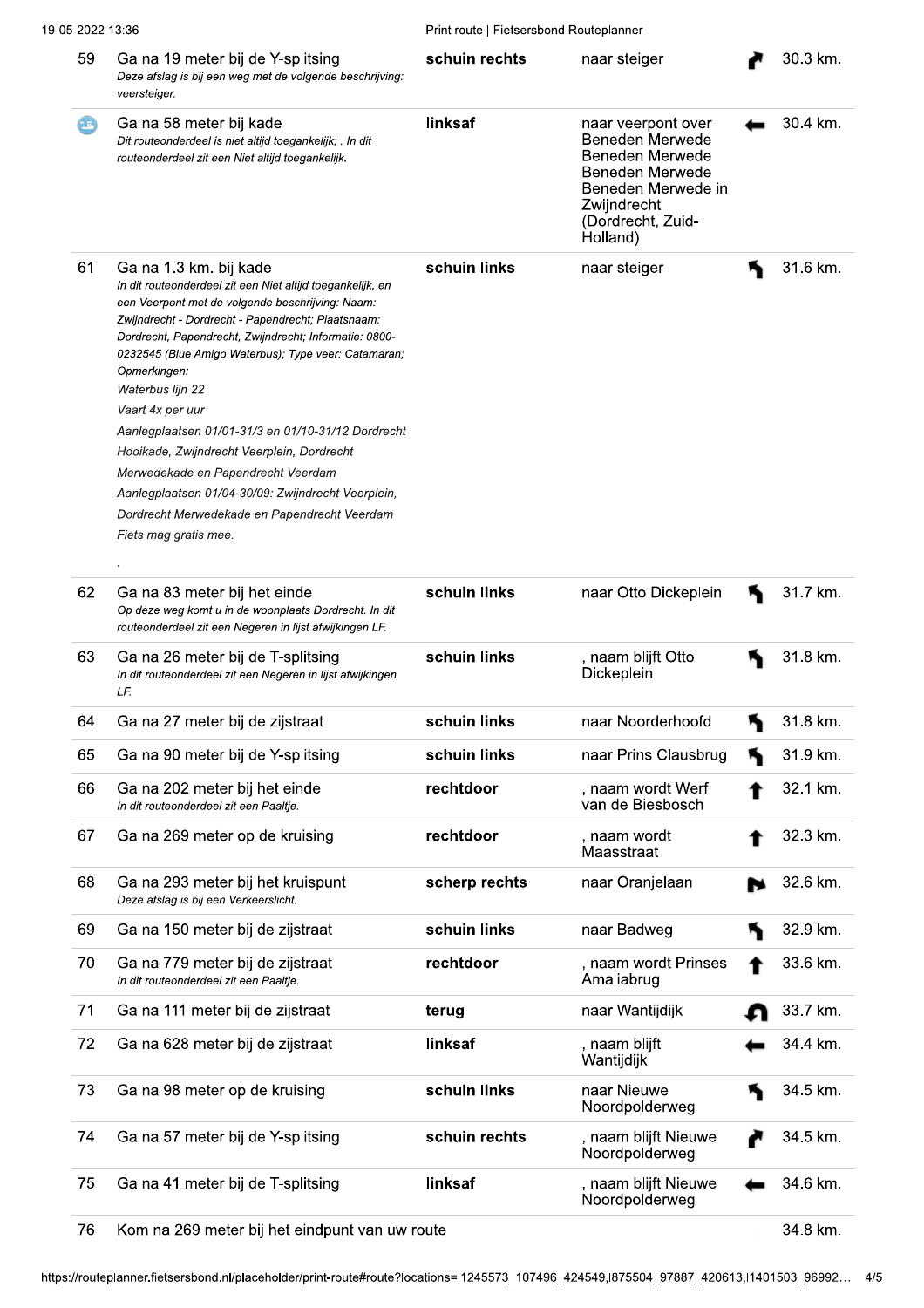| # | Instructie | Richting | Naar | | Afstand |
|---|---|---|---|---|---|
| 59 | Ga na 19 meter bij de Y-splitsing<br>*Deze afslag is bij een weg met de volgende beschrijving: veersteiger.* | **schuin rechts** | naar steiger | | 30.3 km. |
| | Ga na 58 meter bij kade<br>*Dit routeonderdeel is niet altijd toegankelijk; . In dit routeonderdeel zit een Niet altijd toegankelijk.* | **linksaf** | naar veerpont over Beneden Merwede Beneden Merwede Beneden Merwede Beneden Merwede in Zwijndrecht (Dordrecht, Zuid-Holland) | | 30.4 km. |
| 61 | Ga na 1.3 km. bij kade<br>*In dit routeonderdeel zit een Niet altijd toegankelijk, en een Veerpont met de volgende beschrijving: Naam: Zwijndrecht - Dordrecht - Papendrecht; Plaatsnaam: Dordrecht, Papendrecht, Zwijndrecht; Informatie: 0800-0232545 (Blue Amigo Waterbus); Type veer: Catamaran; Opmerkingen:*<br>*Waterbus lijn 22*<br>*Vaart 4x per uur*<br>*Aanlegplaatsen 01/01-31/3 en 01/10-31/12 Dordrecht Hooikade, Zwijndrecht Veerplein, Dordrecht Merwedekade en Papendrecht Veerdam*<br>*Aanlegplaatsen 01/04-30/09: Zwijndrecht Veerplein, Dordrecht Merwedekade en Papendrecht Veerdam*<br>*Fiets mag gratis mee.*<br>. | **schuin links** | naar steiger | | 31.6 km. |
| 62 | Ga na 83 meter bij het einde<br>*Op deze weg komt u in de woonplaats Dordrecht. In dit routeonderdeel zit een Negeren in lijst afwijkingen LF.* | **schuin links** | naar Otto Dickeplein | | 31.7 km. |
| 63 | Ga na 26 meter bij de T-splitsing<br>*In dit routeonderdeel zit een Negeren in lijst afwijkingen LF.* | **schuin links** | , naam blijft Otto Dickeplein | | 31.8 km. |
| 64 | Ga na 27 meter bij de zijstraat | **schuin links** | naar Noorderhoofd | | 31.8 km. |
| 65 | Ga na 90 meter bij de Y-splitsing | **schuin links** | naar Prins Clausbrug | | 31.9 km. |
| 66 | Ga na 202 meter bij het einde<br>*In dit routeonderdeel zit een Paaltje.* | **rechtdoor** | , naam wordt Werf van de Biesbosch | | 32.1 km. |
| 67 | Ga na 269 meter op de kruising | **rechtdoor** | , naam wordt Maasstraat | | 32.3 km. |
| 68 | Ga na 293 meter bij het kruispunt<br>*Deze afslag is bij een Verkeerslicht.* | **scherp rechts** | naar Oranjelaan | | 32.6 km. |
| 69 | Ga na 150 meter bij de zijstraat | **schuin links** | naar Badweg | | 32.9 km. |
| 70 | Ga na 779 meter bij de zijstraat<br>*In dit routeonderdeel zit een Paaltje.* | **rechtdoor** | , naam wordt Prinses Amaliabrug | | 33.6 km. |
| 71 | Ga na 111 meter bij de zijstraat | **terug** | naar Wantijdijk | | 33.7 km. |
| 72 | Ga na 628 meter bij de zijstraat | **linksaf** | , naam blijft Wantijdijk | | 34.4 km. |
| 73 | Ga na 98 meter op de kruising | **schuin links** | naar Nieuwe Noordpolderweg | | 34.5 km. |
| 74 | Ga na 57 meter bij de Y-splitsing | **schuin rechts** | , naam blijft Nieuwe Noordpolderweg | | 34.5 km. |
| 75 | Ga na 41 meter bij de T-splitsing | **linksaf** | , naam blijft Nieuwe Noordpolderweg | | 34.6 km. |
| 76 | Kom na 269 meter bij het eindpunt van uw route | | | | 34.8 km. |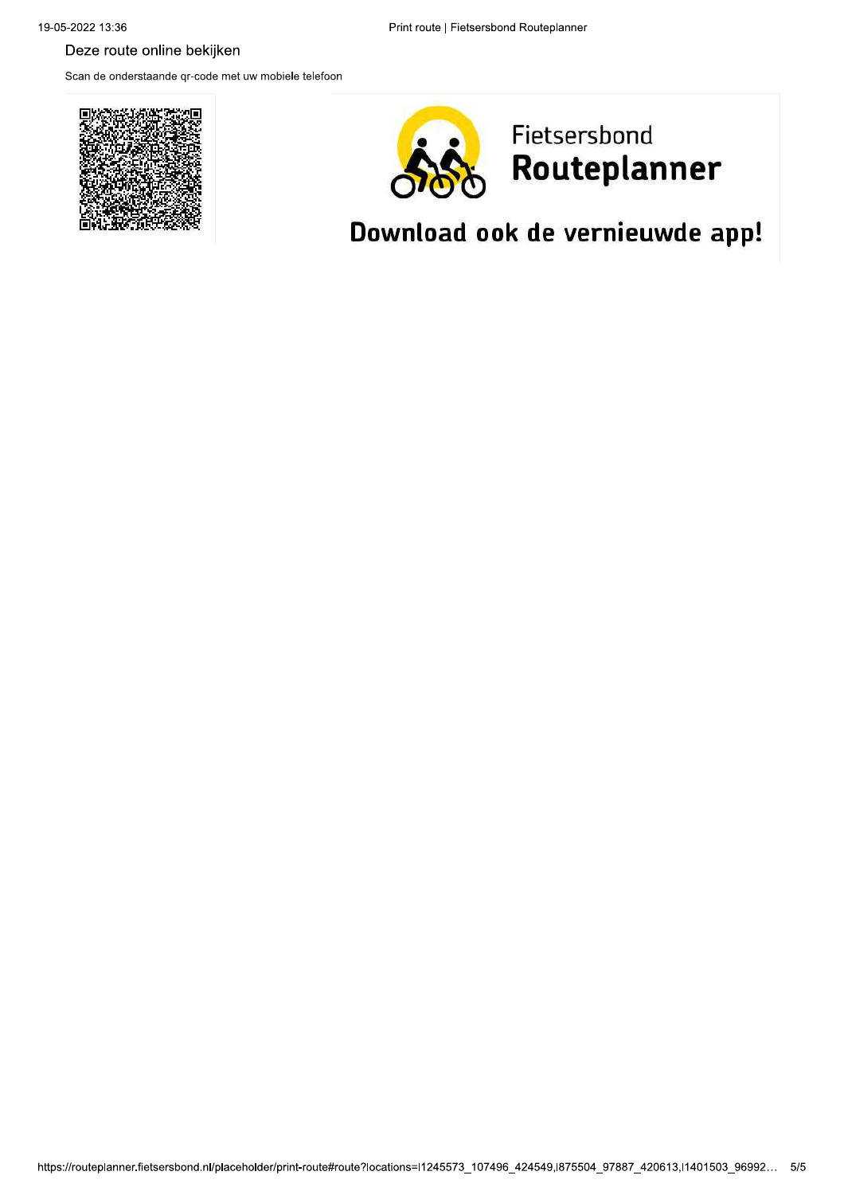## Deze route online bekijken

Scan de onderstaande qr-code met uw mobiele telefoon

Fietsersbond
**Routeplanner**

**Download ook de vernieuwde app!**